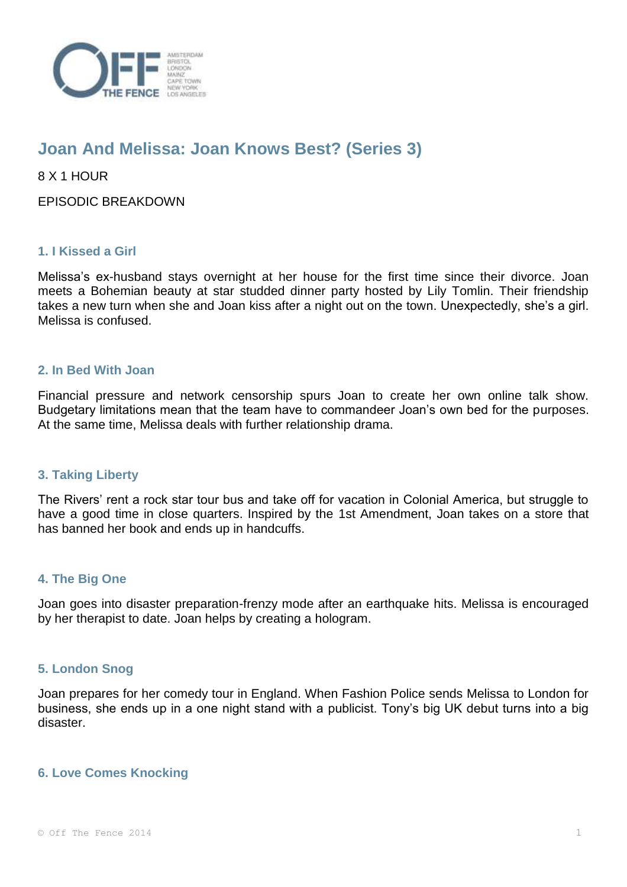# Joan And Melissa: Joan Knows Best? (Series 3)

8 X 1 HOUR

EPISODIC BREAKDOWN

### 1. I Kissed a Girl

Melissa's ex-husband stays overnight at her house for the first time since their divorce. Joan meets a Bohemian beauty at star studded dinner party hosted by Lily Tomlin. Their friendship takes a new turn when she and Joan kiss after a night out on the town. Unexpectedly, she's a girl. Melissa is confused.

### 2. In Bed With Joan

Financial pressure and network censorship spurs Joan to create her own online talk show. Budgetary limitations mean that the team have to commandeer Joan's own bed for the purposes. At the same time, Melissa deals with further relationship drama.

### 3. Taking Liberty

The Rivers' rent a rock star tour bus and take off for vacation in Colonial America, but struggle to have a good time in close quarters. Inspired by the 1st Amendment, Joan takes on a store that has banned her book and ends up in handcuffs.

### 4. The Big One

Joan goes into disaster preparation-frenzy mode after an earthquake hits. Melissa is encouraged by her therapist to date. Joan helps by creating a hologram.

### 5. London Snog

Joan prepares for her comedy tour in England. When Fashion Police sends Melissa to London for business, she ends up in a one night stand with a publicist. Tony's big UK debut turns into a big disaster.

### 6. Love Comes Knocking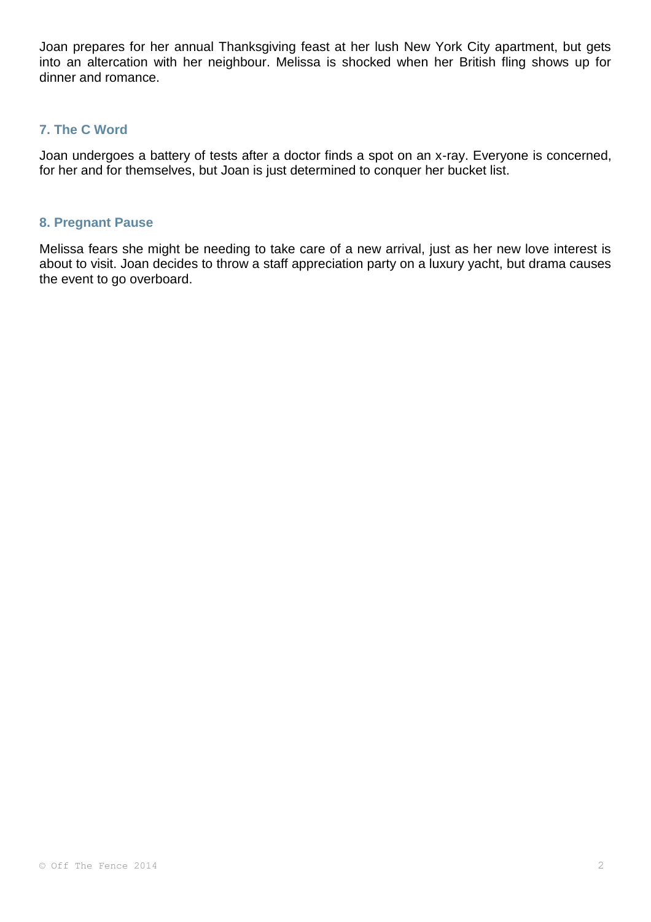Joan prepares for her annual Thanksgiving feast at her lush New York City apartment, but gets into an altercation with her neighbour. Melissa is shocked when her British fling shows up for dinner and romance.

### 7. The C Word

Joan undergoes a battery of tests after a doctor finds a spot on an x-ray. Everyone is concerned, for her and for themselves, but Joan is just determined to conquer her bucket list.

### 8. Pregnant Pause

Melissa fears she might be needing to take care of a new arrival, just as her new love interest is about to visit. Joan decides to throw a staff appreciation party on a luxury yacht, but drama causes the event to go overboard.